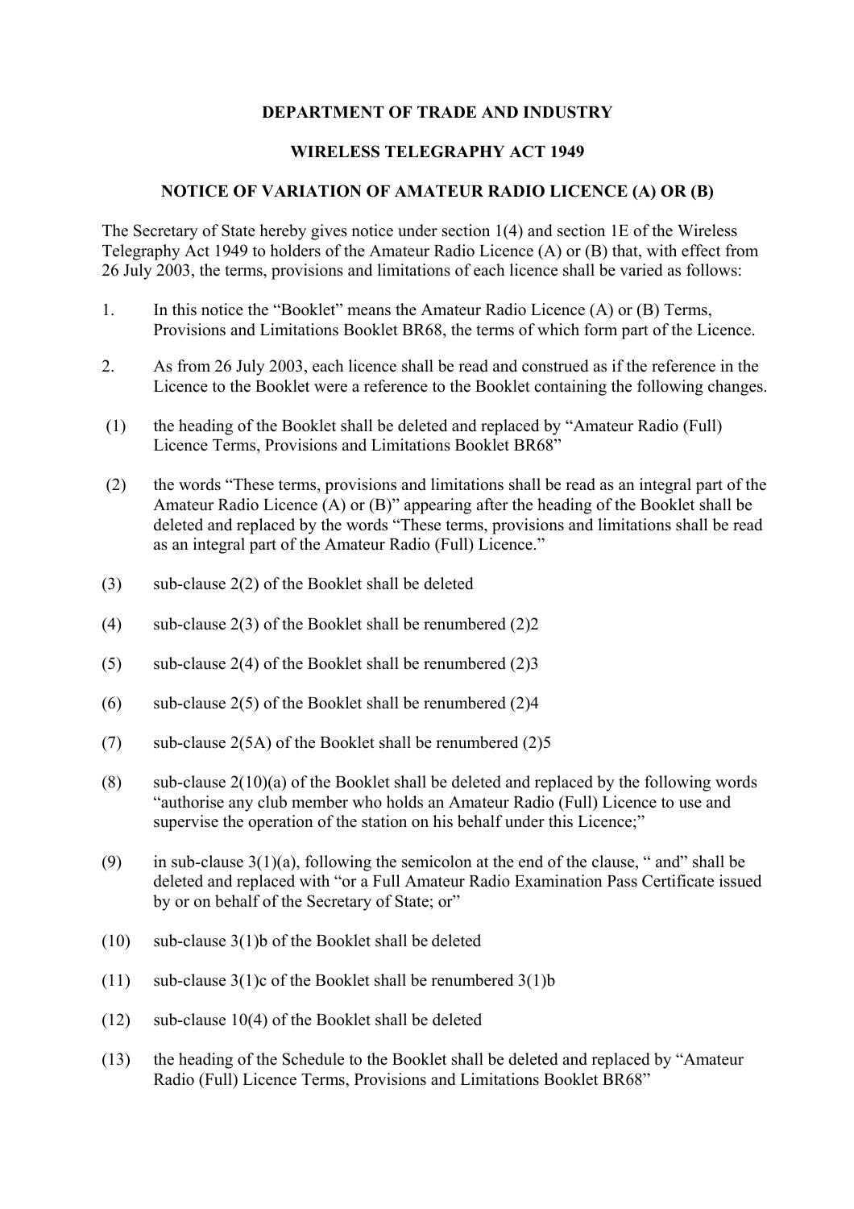**DEPARTMENT OF TRADE AND INDUSTRY**

**WIRELESS TELEGRAPHY ACT 1949**

**NOTICE OF VARIATION OF AMATEUR RADIO LICENCE (A) OR (B)**

The Secretary of State hereby gives notice under section 1(4) and section 1E of the Wireless Telegraphy Act 1949 to holders of the Amateur Radio Licence (A) or (B) that, with effect from 26 July 2003, the terms, provisions and limitations of each licence shall be varied as follows:

1. In this notice the "Booklet" means the Amateur Radio Licence (A) or (B) Terms, Provisions and Limitations Booklet BR68, the terms of which form part of the Licence.

2. As from 26 July 2003, each licence shall be read and construed as if the reference in the Licence to the Booklet were a reference to the Booklet containing the following changes.

(1) the heading of the Booklet shall be deleted and replaced by "Amateur Radio (Full) Licence Terms, Provisions and Limitations Booklet BR68"

(2) the words "These terms, provisions and limitations shall be read as an integral part of the Amateur Radio Licence (A) or (B)" appearing after the heading of the Booklet shall be deleted and replaced by the words "These terms, provisions and limitations shall be read as an integral part of the Amateur Radio (Full) Licence."

(3) sub-clause 2(2) of the Booklet shall be deleted

(4) sub-clause 2(3) of the Booklet shall be renumbered (2)2

(5) sub-clause 2(4) of the Booklet shall be renumbered (2)3

(6) sub-clause 2(5) of the Booklet shall be renumbered (2)4

(7) sub-clause 2(5A) of the Booklet shall be renumbered (2)5

(8) sub-clause 2(10)(a) of the Booklet shall be deleted and replaced by the following words "authorise any club member who holds an Amateur Radio (Full) Licence to use and supervise the operation of the station on his behalf under this Licence;"

(9) in sub-clause 3(1)(a), following the semicolon at the end of the clause, " and" shall be deleted and replaced with "or a Full Amateur Radio Examination Pass Certificate issued by or on behalf of the Secretary of State; or"

(10) sub-clause 3(1)b of the Booklet shall be deleted

(11) sub-clause 3(1)c of the Booklet shall be renumbered 3(1)b

(12) sub-clause 10(4) of the Booklet shall be deleted

(13) the heading of the Schedule to the Booklet shall be deleted and replaced by "Amateur Radio (Full) Licence Terms, Provisions and Limitations Booklet BR68"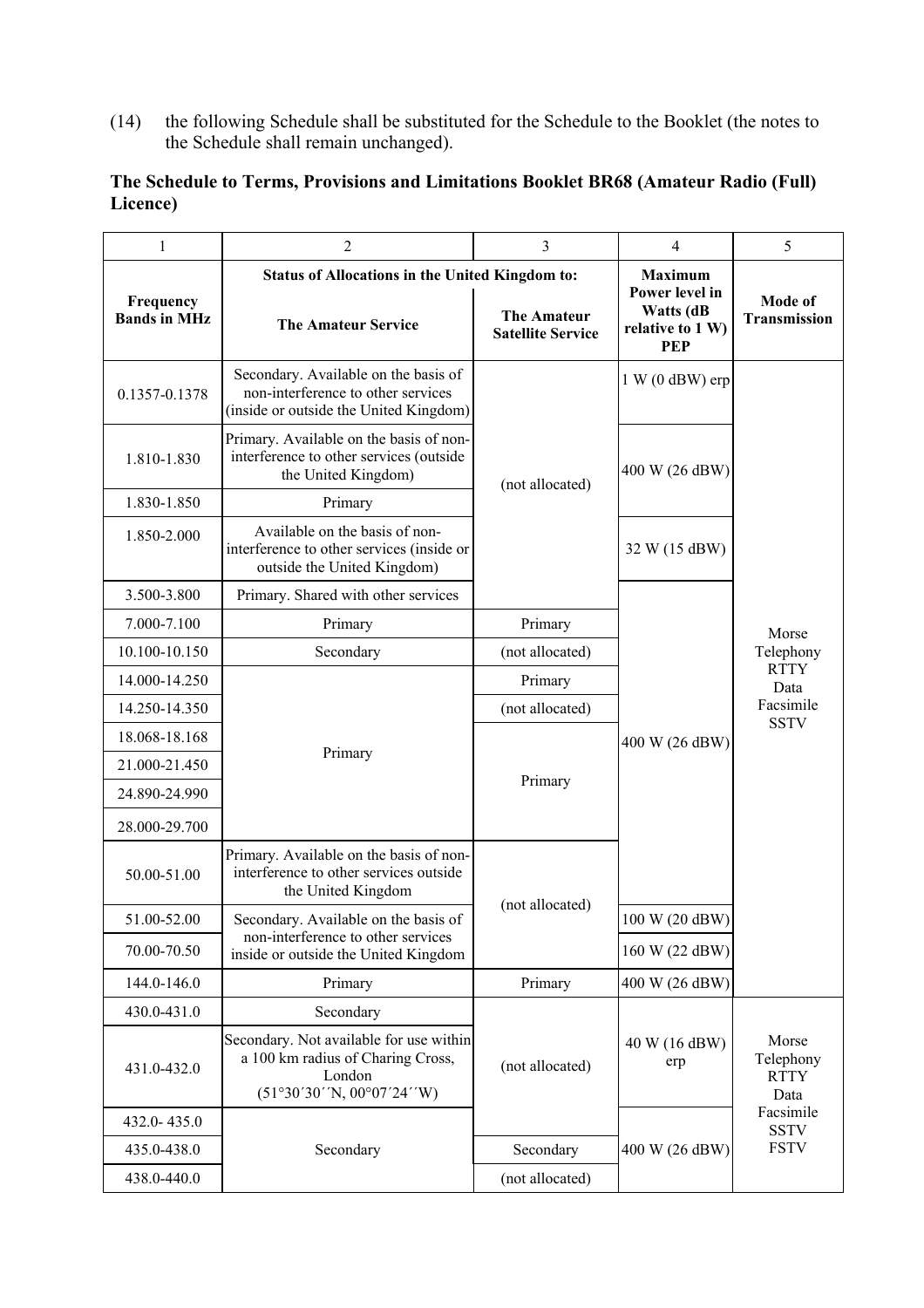(14) the following Schedule shall be substituted for the Schedule to the Booklet (the notes to the Schedule shall remain unchanged).

**The Schedule to Terms, Provisions and Limitations Booklet BR68 (Amateur Radio (Full) Licence)**

| 1 | 2 | 3 | 4 | 5 |
|---|---|---|---|---|
| **Frequency Bands in MHz** | **Status of Allocations in the United Kingdom to:** **The Amateur Service** | **The Amateur Satellite Service** | **Maximum Power level in Watts (dB relative to 1 W) PEP** | **Mode of Transmission** |
| 0.1357-0.1378 | Secondary. Available on the basis of non-interference to other services (inside or outside the United Kingdom) | (not allocated) | 1 W (0 dBW) erp | Morse Telephony RTTY Data Facsimile SSTV |
| 1.810-1.830 | Primary. Available on the basis of non-interference to other services (outside the United Kingdom) | (not allocated) | 400 W (26 dBW) | |
| 1.830-1.850 | Primary | (not allocated) | 400 W (26 dBW) | |
| 1.850-2.000 | Available on the basis of non-interference to other services (inside or outside the United Kingdom) | (not allocated) | 32 W (15 dBW) | |
| 3.500-3.800 | Primary. Shared with other services | (not allocated) | 400 W (26 dBW) | |
| 7.000-7.100 | Primary | Primary | 400 W (26 dBW) | |
| 10.100-10.150 | Secondary | (not allocated) | 400 W (26 dBW) | |
| 14.000-14.250 | Primary | Primary | 400 W (26 dBW) | |
| 14.250-14.350 | Primary | (not allocated) | 400 W (26 dBW) | |
| 18.068-18.168 | Primary | Primary | 400 W (26 dBW) | |
| 21.000-21.450 | Primary | Primary | 400 W (26 dBW) | |
| 24.890-24.990 | Primary | Primary | 400 W (26 dBW) | |
| 28.000-29.700 | Primary | Primary | 400 W (26 dBW) | |
| 50.00-51.00 | Primary. Available on the basis of non-interference to other services outside the United Kingdom | (not allocated) | 400 W (26 dBW) | |
| 51.00-52.00 | Secondary. Available on the basis of non-interference to other services inside or outside the United Kingdom | (not allocated) | 100 W (20 dBW) | |
| 70.00-70.50 | Secondary. Available on the basis of non-interference to other services inside or outside the United Kingdom | (not allocated) | 160 W (22 dBW) | |
| 144.0-146.0 | Primary | Primary | 400 W (26 dBW) | |
| 430.0-431.0 | Secondary | (not allocated) | 40 W (16 dBW) erp | Morse Telephony RTTY Data Facsimile SSTV FSTV |
| 431.0-432.0 | Secondary. Not available for use within a 100 km radius of Charing Cross, London (51°30´30´´N, 00°07´24´´W) | (not allocated) | 40 W (16 dBW) erp | |
| 432.0- 435.0 | Secondary | (not allocated) | 400 W (26 dBW) | |
| 435.0-438.0 | Secondary | Secondary | 400 W (26 dBW) | |
| 438.0-440.0 | Secondary | (not allocated) | 400 W (26 dBW) | |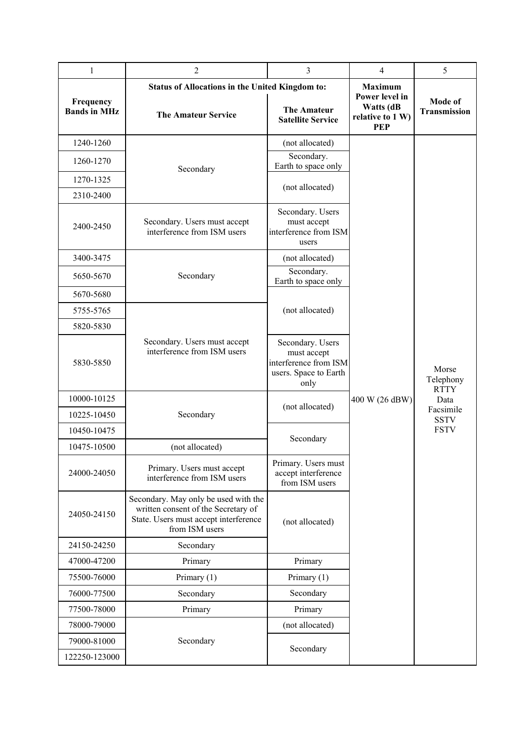| 1 | 2 | 3 | 4 | 5 |
|---|---|---|---|---|
| **Frequency Bands in MHz** | **Status of Allocations in the United Kingdom to:** **The Amateur Service** | **The Amateur Satellite Service** | **Maximum Power level in Watts (dB relative to 1 W) PEP** | **Mode of Transmission** |
| 1240-1260 | Secondary | (not allocated) | 400 W (26 dBW) | Morse Telephony RTTY Data Facsimile SSTV FSTV |
| 1260-1270 | Secondary | Secondary. Earth to space only | 400 W (26 dBW) | Morse Telephony RTTY Data Facsimile SSTV FSTV |
| 1270-1325 | Secondary | (not allocated) | 400 W (26 dBW) | Morse Telephony RTTY Data Facsimile SSTV FSTV |
| 2310-2400 | Secondary | (not allocated) | 400 W (26 dBW) | Morse Telephony RTTY Data Facsimile SSTV FSTV |
| 2400-2450 | Secondary. Users must accept interference from ISM users | Secondary. Users must accept interference from ISM users | 400 W (26 dBW) | Morse Telephony RTTY Data Facsimile SSTV FSTV |
| 3400-3475 | Secondary | (not allocated) | 400 W (26 dBW) | Morse Telephony RTTY Data Facsimile SSTV FSTV |
| 5650-5670 | Secondary | Secondary. Earth to space only | 400 W (26 dBW) | Morse Telephony RTTY Data Facsimile SSTV FSTV |
| 5670-5680 | Secondary | (not allocated) | 400 W (26 dBW) | Morse Telephony RTTY Data Facsimile SSTV FSTV |
| 5755-5765 | Secondary. Users must accept interference from ISM users | (not allocated) | 400 W (26 dBW) | Morse Telephony RTTY Data Facsimile SSTV FSTV |
| 5820-5830 | Secondary. Users must accept interference from ISM users | (not allocated) | 400 W (26 dBW) | Morse Telephony RTTY Data Facsimile SSTV FSTV |
| 5830-5850 | Secondary. Users must accept interference from ISM users | Secondary. Users must accept interference from ISM users. Space to Earth only | 400 W (26 dBW) | Morse Telephony RTTY Data Facsimile SSTV FSTV |
| 10000-10125 | Secondary | (not allocated) | 400 W (26 dBW) | Morse Telephony RTTY Data Facsimile SSTV FSTV |
| 10225-10450 | Secondary | (not allocated) | 400 W (26 dBW) | Morse Telephony RTTY Data Facsimile SSTV FSTV |
| 10450-10475 | Secondary | Secondary | 400 W (26 dBW) | Morse Telephony RTTY Data Facsimile SSTV FSTV |
| 10475-10500 | (not allocated) | Secondary | 400 W (26 dBW) | Morse Telephony RTTY Data Facsimile SSTV FSTV |
| 24000-24050 | Primary. Users must accept interference from ISM users | Primary. Users must accept interference from ISM users | 400 W (26 dBW) | Morse Telephony RTTY Data Facsimile SSTV FSTV |
| 24050-24150 | Secondary. May only be used with the written consent of the Secretary of State. Users must accept interference from ISM users | (not allocated) | 400 W (26 dBW) | Morse Telephony RTTY Data Facsimile SSTV FSTV |
| 24150-24250 | Secondary | (not allocated) | 400 W (26 dBW) | Morse Telephony RTTY Data Facsimile SSTV FSTV |
| 47000-47200 | Primary | Primary | 400 W (26 dBW) | Morse Telephony RTTY Data Facsimile SSTV FSTV |
| 75500-76000 | Primary (1) | Primary (1) | 400 W (26 dBW) | Morse Telephony RTTY Data Facsimile SSTV FSTV |
| 76000-77500 | Secondary | Secondary | 400 W (26 dBW) | Morse Telephony RTTY Data Facsimile SSTV FSTV |
| 77500-78000 | Primary | Primary | 400 W (26 dBW) | Morse Telephony RTTY Data Facsimile SSTV FSTV |
| 78000-79000 | Secondary | (not allocated) | 400 W (26 dBW) | Morse Telephony RTTY Data Facsimile SSTV FSTV |
| 79000-81000 | Secondary | Secondary | 400 W (26 dBW) | Morse Telephony RTTY Data Facsimile SSTV FSTV |
| 122250-123000 | Secondary | Secondary | 400 W (26 dBW) | Morse Telephony RTTY Data Facsimile SSTV FSTV |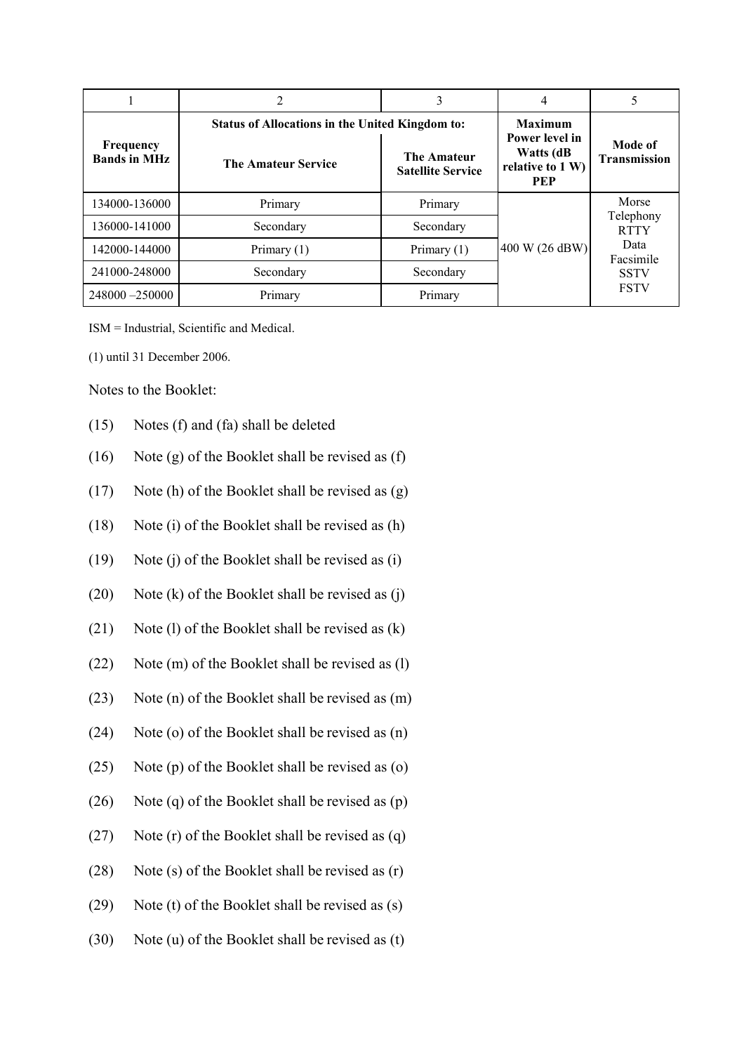| 1 | 2 | 3 | 4 | 5 |
|---|---|---|---|---|
| **Frequency Bands in MHz** | **Status of Allocations in the United Kingdom to:** | | **Maximum Power level in Watts (dB relative to 1 W) PEP** | **Mode of Transmission** |
| | **The Amateur Service** | **The Amateur Satellite Service** | | |
| 134000-136000 | Primary | Primary | 400 W (26 dBW) | Morse Telephony RTTY Data Facsimile SSTV FSTV |
| 136000-141000 | Secondary | Secondary | | |
| 142000-144000 | Primary (1) | Primary (1) | | |
| 241000-248000 | Secondary | Secondary | | |
| 248000 –250000 | Primary | Primary | | |

ISM = Industrial, Scientific and Medical.

(1) until 31 December 2006.

Notes to the Booklet:

(15) Notes (f) and (fa) shall be deleted

(16) Note (g) of the Booklet shall be revised as (f)

(17) Note (h) of the Booklet shall be revised as (g)

(18) Note (i) of the Booklet shall be revised as (h)

(19) Note (j) of the Booklet shall be revised as (i)

(20) Note (k) of the Booklet shall be revised as (j)

(21) Note (l) of the Booklet shall be revised as (k)

(22) Note (m) of the Booklet shall be revised as (l)

(23) Note (n) of the Booklet shall be revised as (m)

(24) Note (o) of the Booklet shall be revised as (n)

(25) Note (p) of the Booklet shall be revised as (o)

(26) Note (q) of the Booklet shall be revised as (p)

(27) Note (r) of the Booklet shall be revised as (q)

(28) Note (s) of the Booklet shall be revised as (r)

(29) Note (t) of the Booklet shall be revised as (s)

(30) Note (u) of the Booklet shall be revised as (t)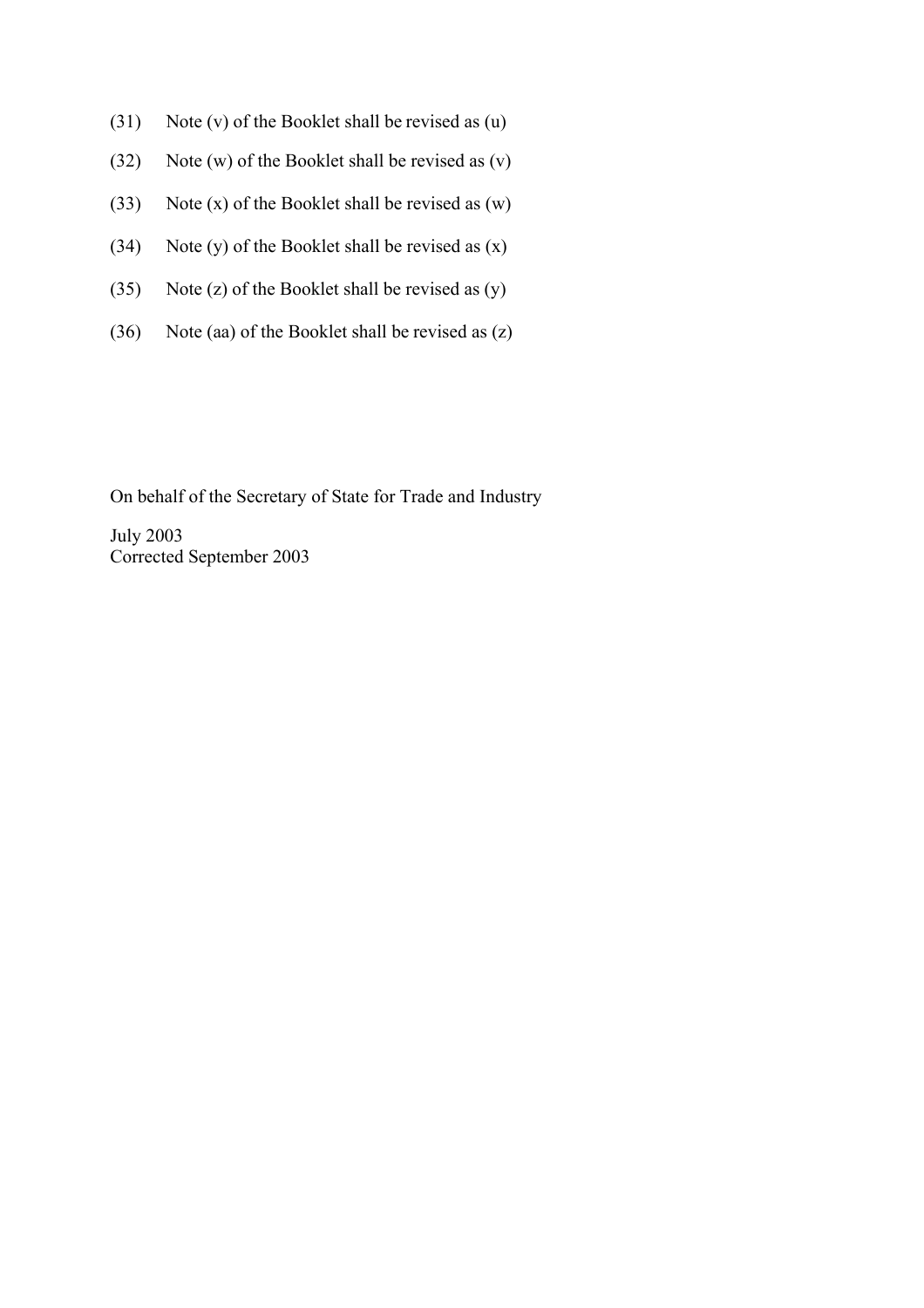(31) Note (v) of the Booklet shall be revised as (u)

(32) Note (w) of the Booklet shall be revised as (v)

(33) Note (x) of the Booklet shall be revised as (w)

(34) Note (y) of the Booklet shall be revised as (x)

(35) Note (z) of the Booklet shall be revised as (y)

(36) Note (aa) of the Booklet shall be revised as (z)

On behalf of the Secretary of State for Trade and Industry

July 2003
Corrected September 2003